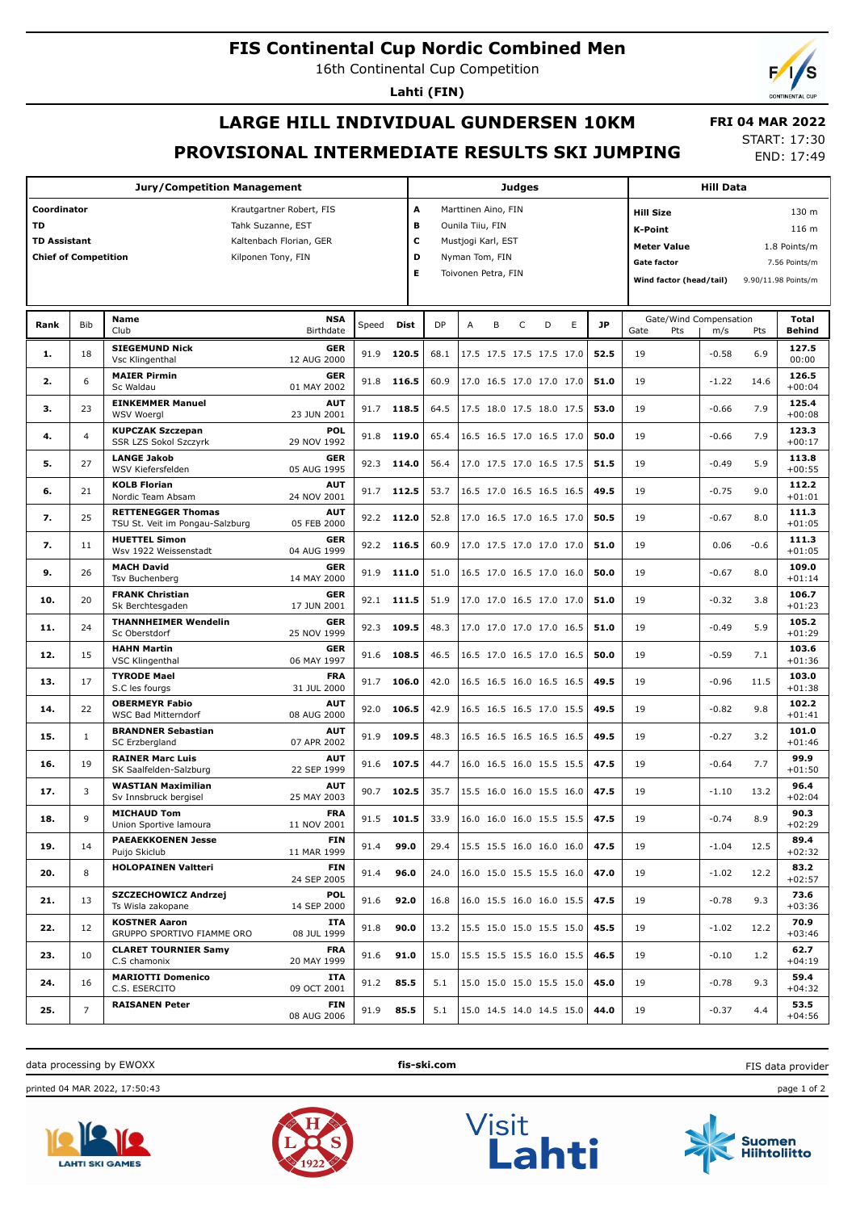# FIS Continental Cup Nordic Combined Men

16th Continental Cup Competition

**Lahti (FIN)**

## LARGE HILL INDIVIDUAL GUNDERSEN 10KM

## PROVISIONAL INTERMEDIATE RESULTS SKI JUMPING

**FRI 04 MAR 2022**

START: 17:30
END: 17:49

| Jury/Competition Management | |
|---|---|
| Coordinator | Krautgartner Robert, FIS |
| TD | Tahk Suzanne, EST |
| TD Assistant | Kaltenbach Florian, GER |
| Chief of Competition | Kilponen Tony, FIN |

| Judges | |
|---|---|
| A | Marttinen Aino, FIN |
| B | Ounila Tiiu, FIN |
| C | Mustjogi Karl, EST |
| D | Nyman Tom, FIN |
| E | Toivonen Petra, FIN |

| Hill Data | |
|---|---|
| Hill Size | 130 m |
| K-Point | 116 m |
| Meter Value | 1.8 Points/m |
| Gate factor | 7.56 Points/m |
| Wind factor (head/tail) | 9.90/11.98 Points/m |

| Rank | Bib | Name / Club | NSA / Birthdate | Speed | Dist | DP | A | B | C | D | E | JP | Gate | Pts | m/s | Pts | Total / Behind |
|---|---|---|---|---|---|---|---|---|---|---|---|---|---|---|---|---|---|
| 1. | 18 | **SIEGEMUND Nick** Vsc Klingenthal | GER 12 AUG 2000 | 91.9 | **120.5** | 68.1 | 17.5 | 17.5 | 17.5 | 17.5 | 17.0 | **52.5** | 19 | | -0.58 | 6.9 | **127.5** 00:00 |
| 2. | 6 | **MAIER Pirmin** Sc Waldau | GER 01 MAY 2002 | 91.8 | **116.5** | 60.9 | 17.0 | 16.5 | 17.0 | 17.0 | 17.0 | **51.0** | 19 | | -1.22 | 14.6 | **126.5** +00:04 |
| 3. | 23 | **EINKEMMER Manuel** WSV Woergl | AUT 23 JUN 2001 | 91.7 | **118.5** | 64.5 | 17.5 | 18.0 | 17.5 | 18.0 | 17.5 | **53.0** | 19 | | -0.66 | 7.9 | **125.4** +00:08 |
| 4. | 4 | **KUPCZAK Szczepan** SSR LZS Sokol Szczyrk | POL 29 NOV 1992 | 91.8 | **119.0** | 65.4 | 16.5 | 16.5 | 17.0 | 16.5 | 17.0 | **50.0** | 19 | | -0.66 | 7.9 | **123.3** +00:17 |
| 5. | 27 | **LANGE Jakob** WSV Kiefersfelden | GER 05 AUG 1995 | 92.3 | **114.0** | 56.4 | 17.0 | 17.5 | 17.0 | 16.5 | 17.5 | **51.5** | 19 | | -0.49 | 5.9 | **113.8** +00:55 |
| 6. | 21 | **KOLB Florian** Nordic Team Absam | AUT 24 NOV 2001 | 91.7 | **112.5** | 53.7 | 16.5 | 17.0 | 16.5 | 16.5 | 16.5 | **49.5** | 19 | | -0.75 | 9.0 | **112.2** +01:01 |
| 7. | 25 | **RETTENEGGER Thomas** TSU St. Veit im Pongau-Salzburg | AUT 05 FEB 2000 | 92.2 | **112.0** | 52.8 | 17.0 | 16.5 | 17.0 | 16.5 | 17.0 | **50.5** | 19 | | -0.67 | 8.0 | **111.3** +01:05 |
| 7. | 11 | **HUETTEL Simon** Wsv 1922 Weissenstadt | GER 04 AUG 1999 | 92.2 | **116.5** | 60.9 | 17.0 | 17.5 | 17.0 | 17.0 | 17.0 | **51.0** | 19 | | 0.06 | -0.6 | **111.3** +01:05 |
| 9. | 26 | **MACH David** Tsv Buchenberg | GER 14 MAY 2000 | 91.9 | **111.0** | 51.0 | 16.5 | 17.0 | 16.5 | 17.0 | 16.0 | **50.0** | 19 | | -0.67 | 8.0 | **109.0** +01:14 |
| 10. | 20 | **FRANK Christian** Sk Berchtesgaden | GER 17 JUN 2001 | 92.1 | **111.5** | 51.9 | 17.0 | 17.0 | 16.5 | 17.0 | 17.0 | **51.0** | 19 | | -0.32 | 3.8 | **106.7** +01:23 |
| 11. | 24 | **THANNHEIMER Wendelin** Sc Oberstdorf | GER 25 NOV 1999 | 92.3 | **109.5** | 48.3 | 17.0 | 17.0 | 17.0 | 17.0 | 16.5 | **51.0** | 19 | | -0.49 | 5.9 | **105.2** +01:29 |
| 12. | 15 | **HAHN Martin** VSC Klingenthal | GER 06 MAY 1997 | 91.6 | **108.5** | 46.5 | 16.5 | 17.0 | 16.5 | 17.0 | 16.5 | **50.0** | 19 | | -0.59 | 7.1 | **103.6** +01:36 |
| 13. | 17 | **TYRODE Mael** S.C les fourgs | FRA 31 JUL 2000 | 91.7 | **106.0** | 42.0 | 16.5 | 16.5 | 16.0 | 16.5 | 16.5 | **49.5** | 19 | | -0.96 | 11.5 | **103.0** +01:38 |
| 14. | 22 | **OBERMEYR Fabio** WSC Bad Mitterndorf | AUT 08 AUG 2000 | 92.0 | **106.5** | 42.9 | 16.5 | 16.5 | 16.5 | 17.0 | 15.5 | **49.5** | 19 | | -0.82 | 9.8 | **102.2** +01:41 |
| 15. | 1 | **BRANDNER Sebastian** SC Erzbergland | AUT 07 APR 2002 | 91.9 | **109.5** | 48.3 | 16.5 | 16.5 | 16.5 | 16.5 | 16.5 | **49.5** | 19 | | -0.27 | 3.2 | **101.0** +01:46 |
| 16. | 19 | **RAINER Marc Luis** SK Saalfelden-Salzburg | AUT 22 SEP 1999 | 91.6 | **107.5** | 44.7 | 16.0 | 16.5 | 16.0 | 15.5 | 15.5 | **47.5** | 19 | | -0.64 | 7.7 | **99.9** +01:50 |
| 17. | 3 | **WASTIAN Maximilian** Sv Innsbruck bergisel | AUT 25 MAY 2003 | 90.7 | **102.5** | 35.7 | 15.5 | 16.0 | 16.0 | 15.5 | 16.0 | **47.5** | 19 | | -1.10 | 13.2 | **96.4** +02:04 |
| 18. | 9 | **MICHAUD Tom** Union Sportive lamoura | FRA 11 NOV 2001 | 91.5 | **101.5** | 33.9 | 16.0 | 16.0 | 16.0 | 15.5 | 15.5 | **47.5** | 19 | | -0.74 | 8.9 | **90.3** +02:29 |
| 19. | 14 | **PAEAEKKOENEN Jesse** Puijo Skiclub | FIN 11 MAR 1999 | 91.4 | **99.0** | 29.4 | 15.5 | 15.5 | 16.0 | 16.0 | 16.0 | **47.5** | 19 | | -1.04 | 12.5 | **89.4** +02:32 |
| 20. | 8 | **HOLOPAINEN Valtteri** | FIN 24 SEP 2005 | 91.4 | **96.0** | 24.0 | 16.0 | 15.0 | 15.5 | 15.5 | 16.0 | **47.0** | 19 | | -1.02 | 12.2 | **83.2** +02:57 |
| 21. | 13 | **SZCZECHOWICZ Andrzej** Ts Wisla zakopane | POL 14 SEP 2000 | 91.6 | **92.0** | 16.8 | 16.0 | 15.5 | 16.0 | 16.0 | 15.5 | **47.5** | 19 | | -0.78 | 9.3 | **73.6** +03:36 |
| 22. | 12 | **KOSTNER Aaron** GRUPPO SPORTIVO FIAMME ORO | ITA 08 JUL 1999 | 91.8 | **90.0** | 13.2 | 15.5 | 15.0 | 15.0 | 15.5 | 15.0 | **45.5** | 19 | | -1.02 | 12.2 | **70.9** +03:46 |
| 23. | 10 | **CLARET TOURNIER Samy** C.S chamonix | FRA 20 MAY 1999 | 91.6 | **91.0** | 15.0 | 15.5 | 15.5 | 15.5 | 16.0 | 15.5 | **46.5** | 19 | | -0.10 | 1.2 | **62.7** +04:19 |
| 24. | 16 | **MARIOTTI Domenico** C.S. ESERCITO | ITA 09 OCT 2001 | 91.2 | **85.5** | 5.1 | 15.0 | 15.0 | 15.0 | 15.5 | 15.0 | **45.0** | 19 | | -0.78 | 9.3 | **59.4** +04:32 |
| 25. | 7 | **RAISANEN Peter** | FIN 08 AUG 2006 | 91.9 | **85.5** | 5.1 | 15.0 | 14.5 | 14.0 | 14.5 | 15.0 | **44.0** | 19 | | -0.37 | 4.4 | **53.5** +04:56 |

data processing by EWOXX | fis-ski.com | FIS data provider

printed 04 MAR 2022, 17:50:43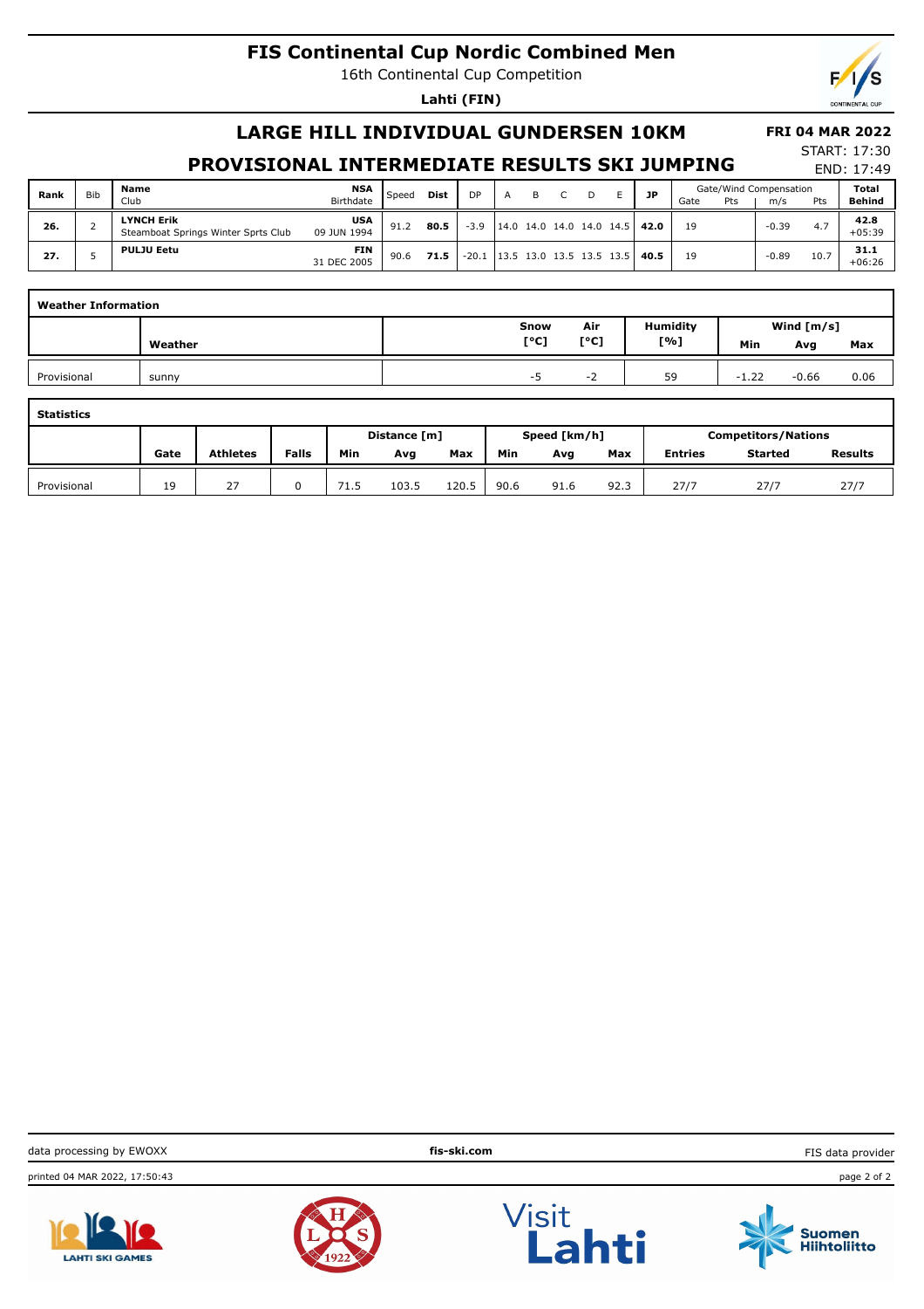# FIS Continental Cup Nordic Combined Men

16th Continental Cup Competition

**Lahti (FIN)**

## LARGE HILL INDIVIDUAL GUNDERSEN 10KM

**FRI 04 MAR 2022**

START: 17:30

END: 17:49

## PROVISIONAL INTERMEDIATE RESULTS SKI JUMPING

| Rank | Bib | Name / Club | NSA / Birthdate | Speed | Dist | DP | A | B | C | D | E | JP | Gate/Wind Compensation Gate | Pts | m/s | Pts | Total / Behind |
|---|---|---|---|---|---|---|---|---|---|---|---|---|---|---|---|---|---|
| 26. | 2 | **LYNCH Erik** Steamboat Springs Winter Sprts Club | **USA** 09 JUN 1994 | 91.2 | **80.5** | -3.9 | 14.0 | 14.0 | 14.0 | 14.0 | 14.5 | **42.0** | 19 | | -0.39 | 4.7 | **42.8** +05:39 |
| 27. | 5 | **PULJU Eetu** | **FIN** 31 DEC 2005 | 90.6 | **71.5** | -20.1 | 13.5 | 13.0 | 13.5 | 13.5 | 13.5 | **40.5** | 19 | | -0.89 | 10.7 | **31.1** +06:26 |

**Weather Information**

| | Weather | Snow [°C] | Air [°C] | Humidity [%] | Wind [m/s] Min | Avg | Max |
|---|---|---|---|---|---|---|---|
| Provisional | sunny | -5 | -2 | 59 | -1.22 | -0.66 | 0.06 |

**Statistics**

| | Gate | Athletes | Falls | Distance [m] Min | Avg | Max | Speed [km/h] Min | Avg | Max | Competitors/Nations Entries | Started | Results |
|---|---|---|---|---|---|---|---|---|---|---|---|---|
| Provisional | 19 | 27 | 0 | 71.5 | 103.5 | 120.5 | 90.6 | 91.6 | 92.3 | 27/7 | 27/7 | 27/7 |

data processing by EWOXX fis-ski.com FIS data provider

printed 04 MAR 2022, 17:50:43